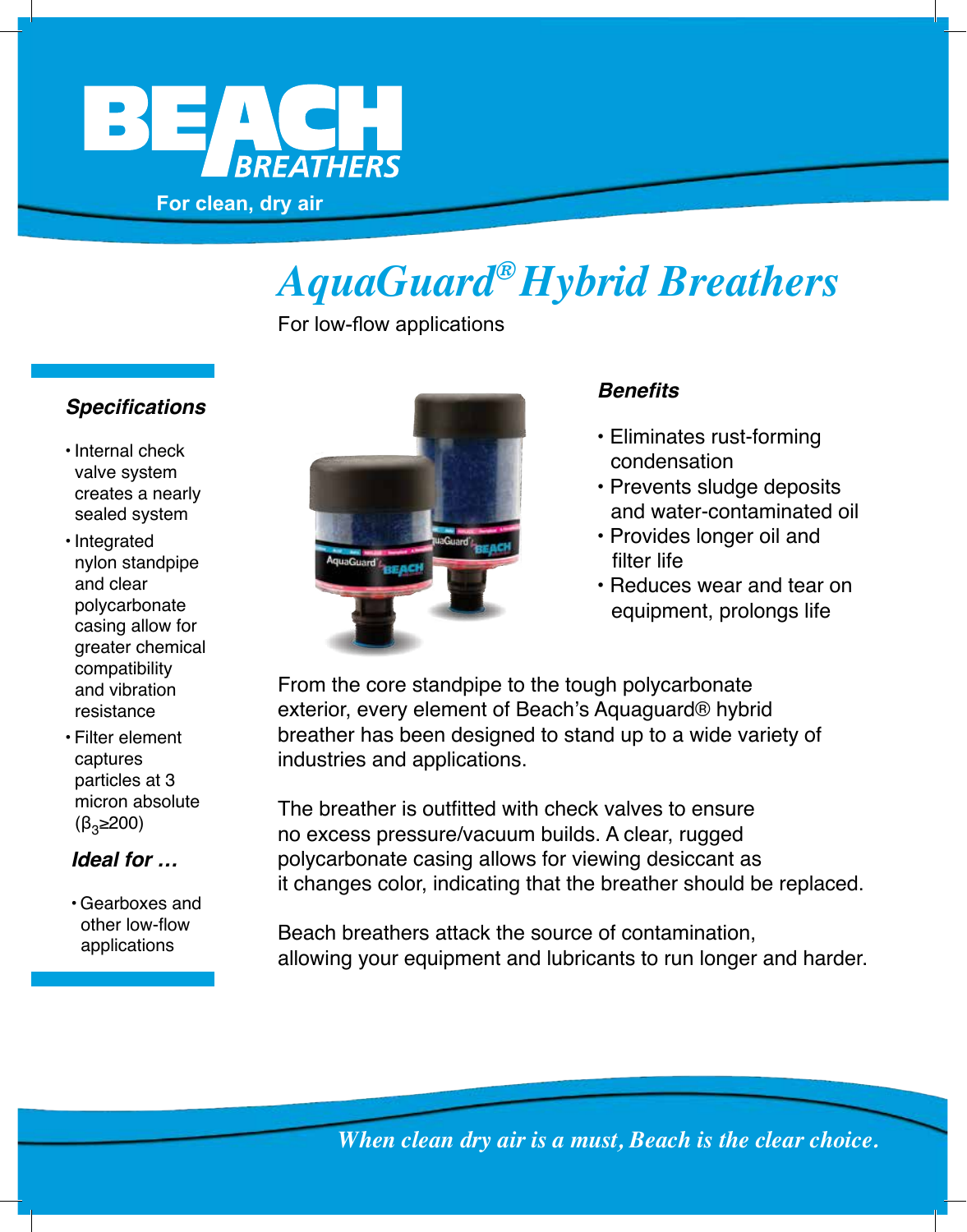# BEACH BREATHERS

For clean, dry air

# *AquaGuard® Hybrid Breathers*

For low-flow applications

### *Specifications*

- Internal check valve system creates a nearly sealed system
- Integrated nylon standpipe and clear polycarbonate casing allow for greater chemical compatibility and vibration resistance
- Filter element captures particles at 3 micron absolute ($\beta_3 \geq 200$)

### *Ideal for …*

- Gearboxes and other low-flow applications

### *Benefits*

- Eliminates rust-forming condensation
- Prevents sludge deposits and water-contaminated oil
- Provides longer oil and filter life
- Reduces wear and tear on equipment, prolongs life

From the core standpipe to the tough polycarbonate exterior, every element of Beach's Aquaguard® hybrid breather has been designed to stand up to a wide variety of industries and applications.

The breather is outfitted with check valves to ensure no excess pressure/vacuum builds. A clear, rugged polycarbonate casing allows for viewing desiccant as it changes color, indicating that the breather should be replaced.

Beach breathers attack the source of contamination, allowing your equipment and lubricants to run longer and harder.

*When clean dry air is a must, Beach is the clear choice.*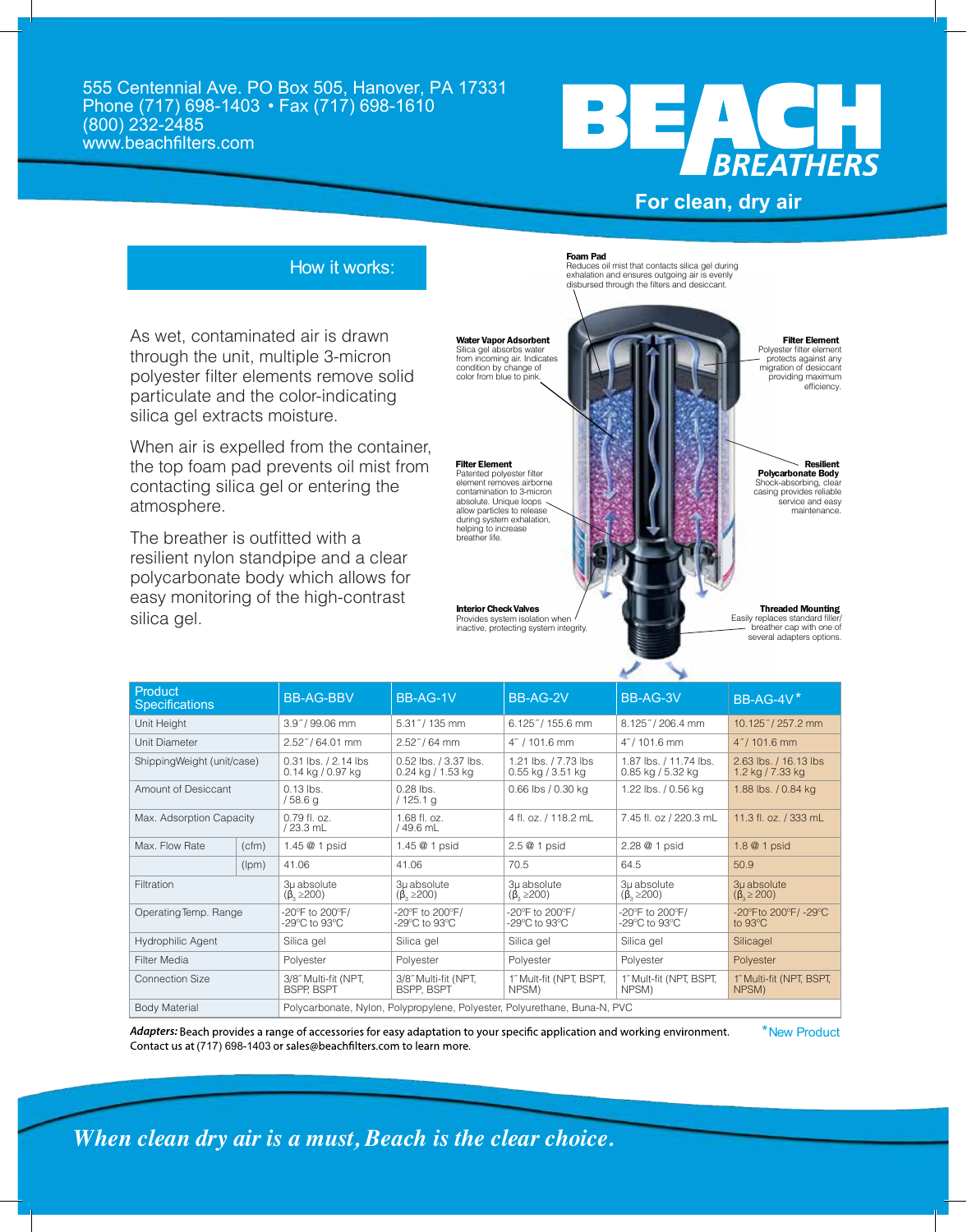555 Centennial Ave. PO Box 505, Hanover, PA 17331
Phone (717) 698-1403 • Fax (717) 698-1610
(800) 232-2485
www.beachfilters.com

# BEACH BREATHERS

For clean, dry air

## How it works:

As wet, contaminated air is drawn through the unit, multiple 3-micron polyester filter elements remove solid particulate and the color-indicating silica gel extracts moisture.

When air is expelled from the container, the top foam pad prevents oil mist from contacting silica gel or entering the atmosphere.

The breather is outfitted with a resilient nylon standpipe and a clear polycarbonate body which allows for easy monitoring of the high-contrast silica gel.

**Foam Pad**
Reduces oil mist that contacts silica gel during exhalation and ensures outgoing air is evenly disbursed through the filters and desiccant.

**Water Vapor Adsorbent**
Silica gel absorbs water from incoming air. Indicates condition by change of color from blue to pink.

**Filter Element**
Polyester filter element protects against any migration of desiccant providing maximum efficiency.

**Filter Element**
Patented polyester filter element removes airborne contamination to 3-micron absolute. Unique loops allow particles to release during system exhalation, helping to increase breather life.

**Resilient Polycarbonate Body**
Shock-absorbing, clear casing provides reliable service and easy maintenance.

**Interior Check Valves**
Provides system isolation when inactive, protecting system integrity.

**Threaded Mounting**
Easily replaces standard filler/breather cap with one of several adapters options.

| Product Specifications | | BB-AG-BBV | BB-AG-1V | BB-AG-2V | BB-AG-3V | BB-AG-4V* |
|---|---|---|---|---|---|---|
| Unit Height | | 3.9˝/ 99.06 mm | 5.31˝/ 135 mm | 6.125˝/ 155.6 mm | 8.125˝/ 206.4 mm | 10.125˝/ 257.2 mm |
| Unit Diameter | | 2.52˝/ 64.01 mm | 2.52˝/ 64 mm | 4˝ / 101.6 mm | 4˝/ 101.6 mm | 4˝/ 101.6 mm |
| ShippingWeight (unit/case) | | 0.31 lbs. / 2.14 lbs 0.14 kg / 0.97 kg | 0.52 lbs. / 3.37 lbs. 0.24 kg / 1.53 kg | 1.21 lbs. / 7.73 lbs 0.55 kg / 3.51 kg | 1.87 lbs. / 11.74 lbs. 0.85 kg / 5.32 kg | 2.63 lbs. / 16.13 lbs 1.2 kg / 7.33 kg |
| Amount of Desiccant | | 0.13 lbs. / 58.6 g | 0.28 lbs. / 125.1 g | 0.66 lbs / 0.30 kg | 1.22 lbs. / 0.56 kg | 1.88 lbs. / 0.84 kg |
| Max. Adsorption Capacity | | 0.79 fl. oz. / 23.3 mL | 1.68 fl. oz. / 49.6 mL | 4 fl. oz. / 118.2 mL | 7.45 fl. oz / 220.3 mL | 11.3 fl. oz. / 333 mL |
| Max. Flow Rate | (cfm) | 1.45 @ 1 psid | 1.45 @ 1 psid | 2.5 @ 1 psid | 2.28 @ 1 psid | 1.8 @ 1 psid |
| | (lpm) | 41.06 | 41.06 | 70.5 | 64.5 | 50.9 |
| Filtration | | 3µ absolute ($\beta_3$ ≥200) | 3µ absolute ($\beta_3$ ≥200) | 3µ absolute ($\beta_3$ ≥200) | 3µ absolute ($\beta_3$ ≥200) | 3µ absolute ($\beta_3$ ≥ 200) |
| Operating Temp. Range | | -20°F to 200°F/ -29°C to 93°C | -20°F to 200°F/ -29°C to 93°C | -20°F to 200°F/ -29°C to 93°C | -20°F to 200°F/ -29°C to 93°C | -20°F to 200°F/ -29°C to 93°C |
| Hydrophilic Agent | | Silica gel | Silica gel | Silica gel | Silica gel | Silicagel |
| Filter Media | | Polyester | Polyester | Polyester | Polyester | Polyester |
| Connection Size | | 3/8˝ Multi-fit (NPT, BSPP, BSPT | 3/8˝ Multi-fit (NPT, BSPP, BSPT | 1˝ Mult-fit (NPT, BSPT, NPSM) | 1˝ Mult-fit (NPT, BSPT, NPSM) | 1˝ Multi-fit (NPT, BSPT, NPSM) |
| Body Material | | Polycarbonate, Nylon, Polypropylene, Polyester, Polyurethane, Buna-N, PVC | | | | |

***Adapters:*** Beach provides a range of accessories for easy adaptation to your specific application and working environment. Contact us at (717) 698-1403 or sales@beachfilters.com to learn more.

*New Product

*When clean dry air is a must, Beach is the clear choice.*